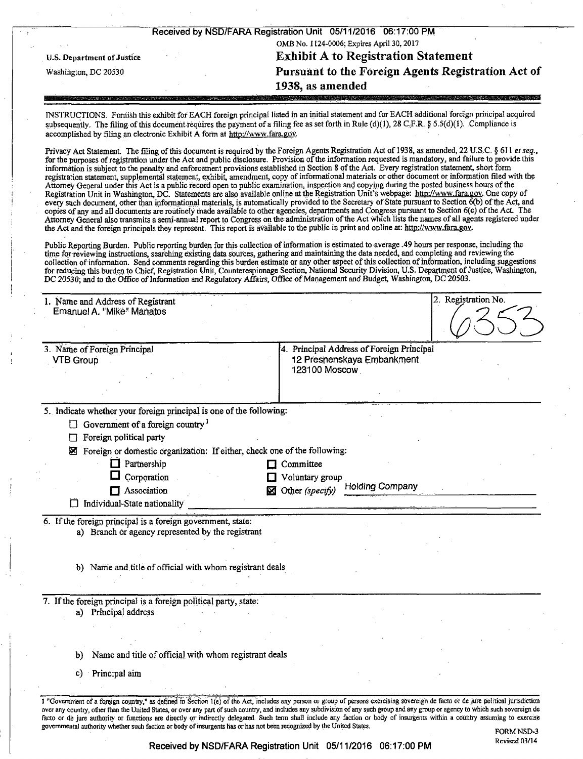Received by NSD/FARA Registration Unit 05/11/2016 06:17:00 PM

OMB No. 1124-0006; Expires April 30, 2017

U.S. Department of Justice

Washington, DC 20530

# Exhibit A to Registration Statement Pursuant to the Foreign Agents Registration Act of 1938, as amended

INSTRUCTIONS. Furnish this exhibit for EACH foreign principal listed in an initial statement and for EACH additional foreign principal acquired subsequently. The filing of this document requires the payment of a filing fee as set forth in Rule (d)(1), 28 C.F.R. § 5.5(d)(1). Compliance is accomplished by filing an electronic Exhibit A form at http://www.fara.gov.

Privacy Act Statement. The filing of this document is required by the Foreign Agents Registration Act of 1938, as amended, 22 U.S.C. § 611 *et seq.*, for the purposes of registration under the Act and public disclosure. Provision of the information requested is mandatory, and failure to provide this information is subject to the penalty and enforcement provisions established in Section 8 of the Act. Every registration statement, short form registration statement, supplemental statement, exhibit, amendment, copy of informational materials or other document or information filed with the Attorney General under this Act is a public record open to public examination, inspection and copying during the posted business hours of the Registration Unit in Washington, DC. Statements are also available online at the Registration Unit's webpage: http://www.fara.gov. One copy of every such document, other than informational materials, is automatically provided to the Secretary of State pursuant to Section 6(b) of the Act, and copies of any and all documents are routinely made available to other agencies, departments and Congress pursuant to Section 6(c) of the Act. The Attorney General also transmits a semi-annual report to Congress on the administration of the Act which lists the names of all agents registered under the Act and the foreign principals they represent. This report is available to the public in print and online at: http://www.fara.gov.

Public Reporting Burden. Public reporting burden for this collection of information is estimated to average .49 hours per response, including the time for reviewing instructions, searching existing data sources, gathering and maintaining the data needed, and completing and reviewing the collection of information. Send comments regarding this burden estimate or any other aspect of this collection of information, including suggestions for reducing this burden to Chief, Registration Unit, Counterespionage Section, National Security Division, U.S. Department of Justice, Washington, DC 20530; and to the Office of Information and Regulatory Affairs, Office of Management and Budget, Washington, DC 20503.

| 1. Name and Address of Registrant | 2. Registration No. |
|---|---|
| Emanuel A. "Mike" Manatos | 6353 |

| 3. Name of Foreign Principal | 4. Principal Address of Foreign Principal |
|---|---|
| VTB Group | 12 Presnenskaya Embankment<br>123100 Moscow |

5. Indicate whether your foreign principal is one of the following:

- ☐ Government of a foreign country[1]
- ☐ Foreign political party
- ☒ Foreign or domestic organization: If either, check one of the following:
  - ☐ Partnership
  - ☐ Corporation
  - ☐ Association
  - ☐ Committee
  - ☐ Voluntary group
  - ☒ Other *(specify)* Holding Company
- ☐ Individual-State nationality

6. If the foreign principal is a foreign government, state:
   a) Branch or agency represented by the registrant

   b) Name and title of official with whom registrant deals

7. If the foreign principal is a foreign political party, state:
   a) Principal address

   b) Name and title of official with whom registrant deals

   c) Principal aim

[1] "Government of a foreign country," as defined in Section 1(e) of the Act, includes any person or group of persons exercising sovereign de facto or de jure political jurisdiction over any country, other than the United States, or over any part of such country, and includes any subdivision of any such group and any group or agency to which such sovereign de facto or de jure authority or functions are directly or indirectly delegated. Such term shall include any faction or body of insurgents within a country assuming to exercise governmental authority whether such faction or body of insurgents has or has not been recognized by the United States.

FORM NSD-3
Revised 03/14

Received by NSD/FARA Registration Unit 05/11/2016 06:17:00 PM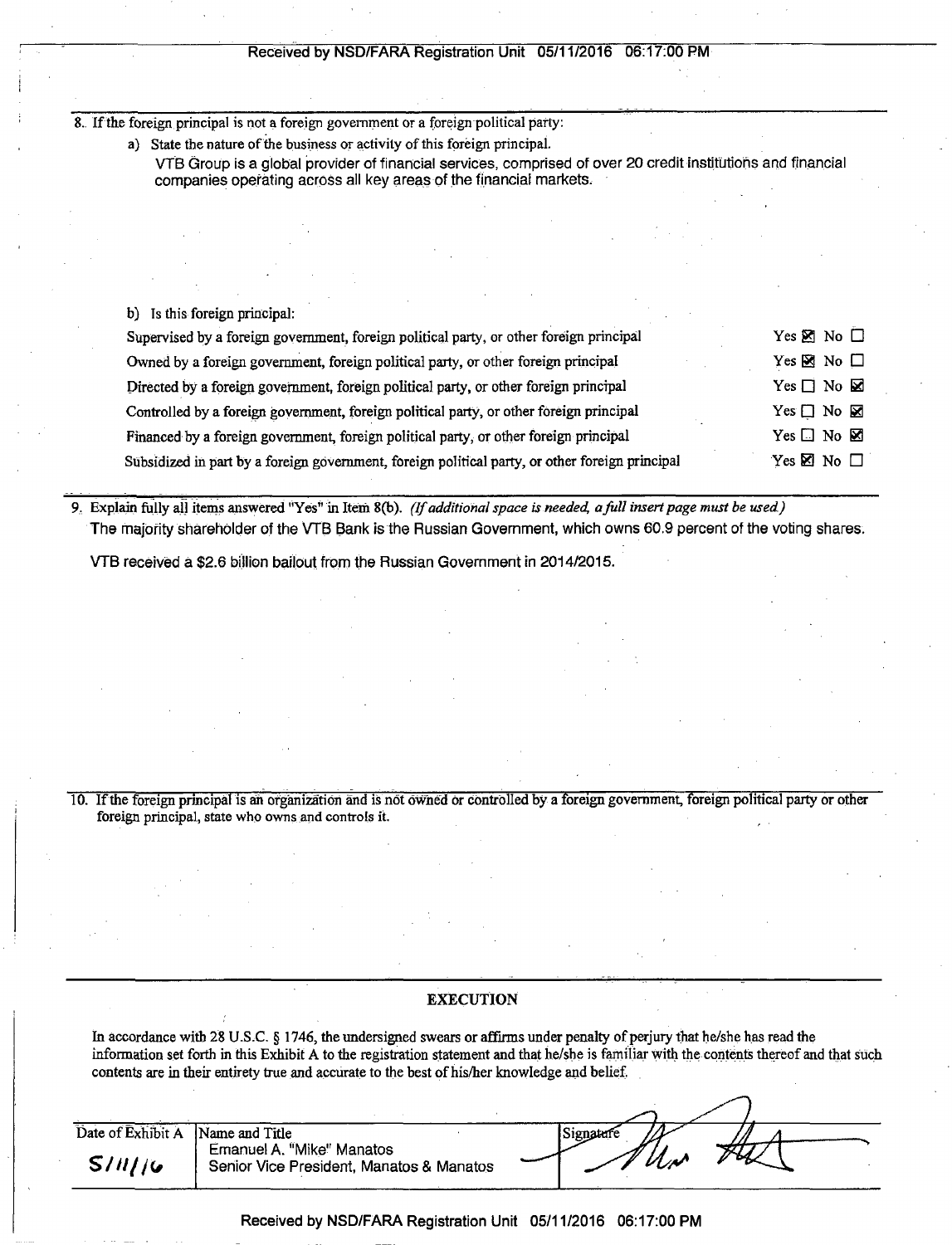8. If the foreign principal is not a foreign government or a foreign political party:

   a) State the nature of the business or activity of this foreign principal.

   VTB Group is a global provider of financial services, comprised of over 20 credit institutions and financial companies operating across all key areas of the financial markets.

   b) Is this foreign principal:

| | |
|---|---|
| Supervised by a foreign government, foreign political party, or other foreign principal | Yes ☒ No ☐ |
| Owned by a foreign government, foreign political party, or other foreign principal | Yes ☒ No ☐ |
| Directed by a foreign government, foreign political party, or other foreign principal | Yes ☐ No ☒ |
| Controlled by a foreign government, foreign political party, or other foreign principal | Yes ☐ No ☒ |
| Financed by a foreign government, foreign political party, or other foreign principal | Yes ☐ No ☒ |
| Subsidized in part by a foreign government, foreign political party, or other foreign principal | Yes ☒ No ☐ |

9. Explain fully all items answered "Yes" in Item 8(b). *(If additional space is needed, a full insert page must be used.)*

The majority shareholder of the VTB Bank is the Russian Government, which owns 60.9 percent of the voting shares.

VTB received a $2.6 billion bailout from the Russian Government in 2014/2015.

10. If the foreign principal is an organization and is not owned or controlled by a foreign government, foreign political party or other foreign principal, state who owns and controls it.

## EXECUTION

In accordance with 28 U.S.C. § 1746, the undersigned swears or affirms under penalty of perjury that he/she has read the information set forth in this Exhibit A to the registration statement and that he/she is familiar with the contents thereof and that such contents are in their entirety true and accurate to the best of his/her knowledge and belief.

| Date of Exhibit A | Name and Title | Signature |
|---|---|---|
| 5/11/16 | Emanuel A. "Mike" Manatos<br>Senior Vice President, Manatos & Manatos | [signature] |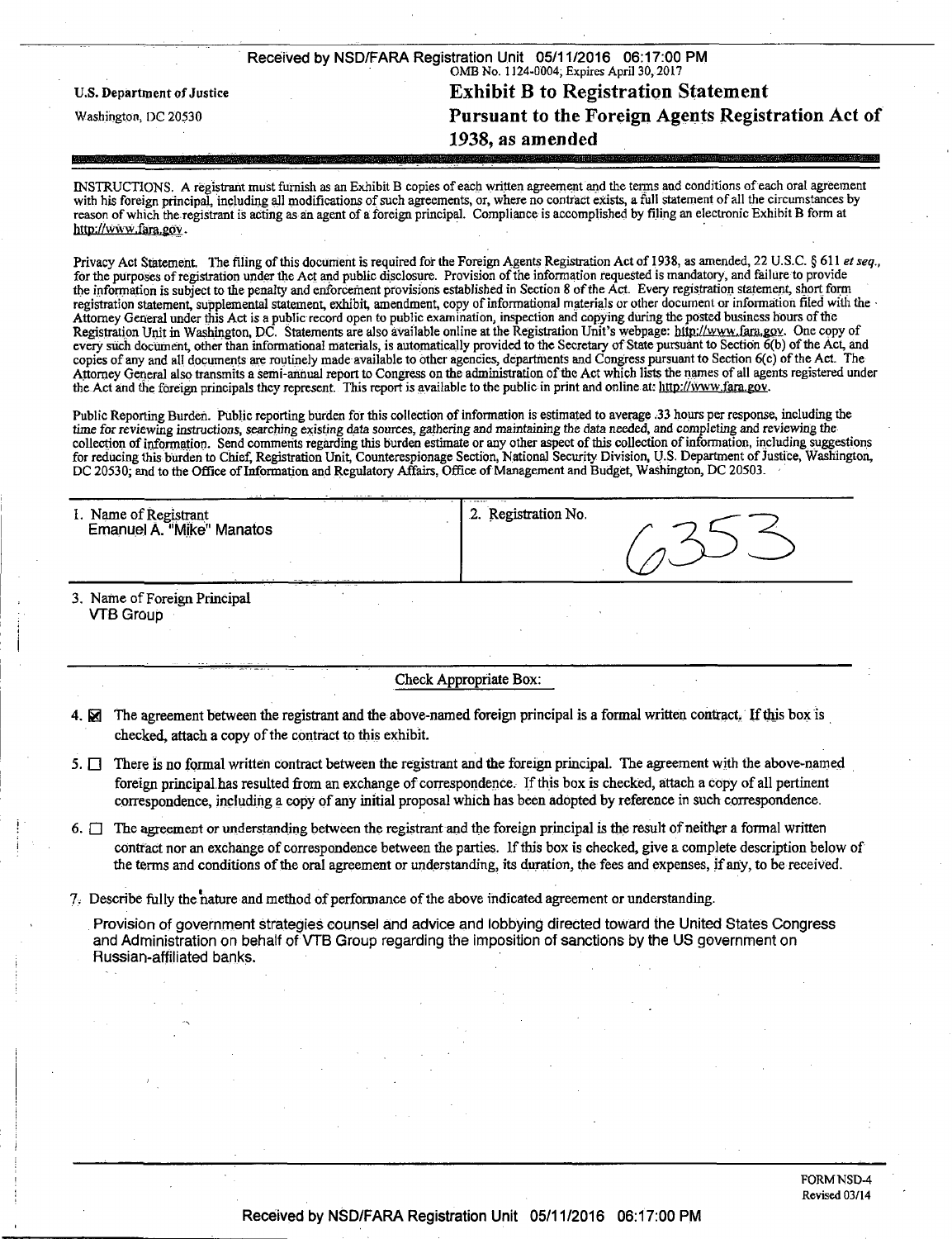Received by NSD/FARA Registration Unit 05/11/2016 06:17:00 PM

OMB No. 1124-0004; Expires April 30, 2017

U.S. Department of Justice

Washington, DC 20530

# Exhibit B to Registration Statement Pursuant to the Foreign Agents Registration Act of 1938, as amended

INSTRUCTIONS. A registrant must furnish as an Exhibit B copies of each written agreement and the terms and conditions of each oral agreement with his foreign principal, including all modifications of such agreements, or, where no contract exists, a full statement of all the circumstances by reason of which the registrant is acting as an agent of a foreign principal. Compliance is accomplished by filing an electronic Exhibit B form at http://www.fara.gov.

Privacy Act Statement. The filing of this document is required for the Foreign Agents Registration Act of 1938, as amended, 22 U.S.C. § 611 *et seq.*, for the purposes of registration under the Act and public disclosure. Provision of the information requested is mandatory, and failure to provide the information is subject to the penalty and enforcement provisions established in Section 8 of the Act. Every registration statement, short form registration statement, supplemental statement, exhibit, amendment, copy of informational materials or other document or information filed with the Attorney General under this Act is a public record open to public examination, inspection and copying during the posted business hours of the Registration Unit in Washington, DC. Statements are also available online at the Registration Unit's webpage: http://www.fara.gov. One copy of every such document, other than informational materials, is automatically provided to the Secretary of State pursuant to Section 6(b) of the Act, and copies of any and all documents are routinely made available to other agencies, departments and Congress pursuant to Section 6(c) of the Act. The Attorney General also transmits a semi-annual report to Congress on the administration of the Act which lists the names of all agents registered under the Act and the foreign principals they represent. This report is available to the public in print and online at: http://www.fara.gov.

Public Reporting Burden. Public reporting burden for this collection of information is estimated to average .33 hours per response, including the time for reviewing instructions, searching existing data sources, gathering and maintaining the data needed, and completing and reviewing the collection of information. Send comments regarding this burden estimate or any other aspect of this collection of information, including suggestions for reducing this burden to Chief, Registration Unit, Counterespionage Section, National Security Division, U.S. Department of Justice, Washington, DC 20530; and to the Office of Information and Regulatory Affairs, Office of Management and Budget, Washington, DC 20503.

| 1. Name of Registrant | 2. Registration No. |
|---|---|
| Emanuel A. "Mike" Manatos | 6353 |

3. Name of Foreign Principal
VTB Group

Check Appropriate Box:

4. ☒ The agreement between the registrant and the above-named foreign principal is a formal written contract. If this box is checked, attach a copy of the contract to this exhibit.

5. ☐ There is no formal written contract between the registrant and the foreign principal. The agreement with the above-named foreign principal has resulted from an exchange of correspondence. If this box is checked, attach a copy of all pertinent correspondence, including a copy of any initial proposal which has been adopted by reference in such correspondence.

6. ☐ The agreement or understanding between the registrant and the foreign principal is the result of neither a formal written contract nor an exchange of correspondence between the parties. If this box is checked, give a complete description below of the terms and conditions of the oral agreement or understanding, its duration, the fees and expenses, if any, to be received.

7. Describe fully the nature and method of performance of the above indicated agreement or understanding.

Provision of government strategies counsel and advice and lobbying directed toward the United States Congress and Administration on behalf of VTB Group regarding the imposition of sanctions by the US government on Russian-affiliated banks.

FORM NSD-4
Revised 03/14

Received by NSD/FARA Registration Unit 05/11/2016 06:17:00 PM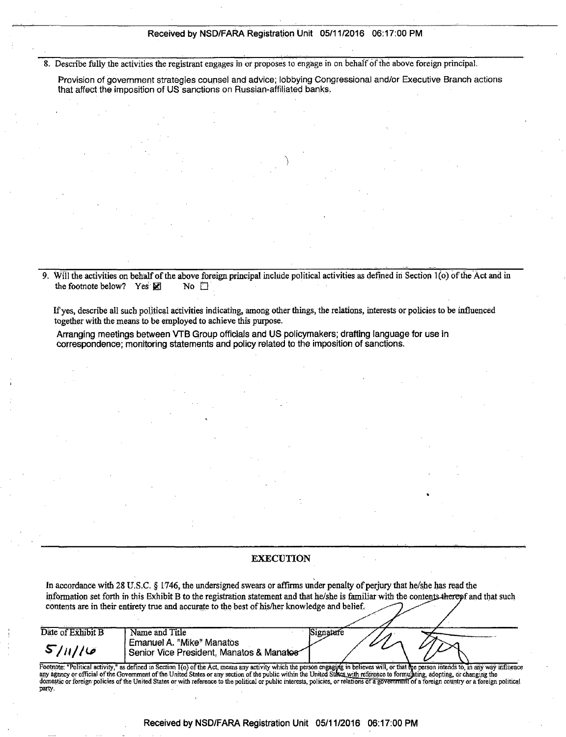8. Describe fully the activities the registrant engages in or proposes to engage in on behalf of the above foreign principal.

Provision of government strategies counsel and advice; lobbying Congressional and/or Executive Branch actions that affect the imposition of US sanctions on Russian-affiliated banks.

9. Will the activities on behalf of the above foreign principal include political activities as defined in Section 1(o) of the Act and in the footnote below? Yes ☒ No ☐

If yes, describe all such political activities indicating, among other things, the relations, interests or policies to be influenced together with the means to be employed to achieve this purpose.

Arranging meetings between VTB Group officials and US policymakers; drafting language for use in correspondence; monitoring statements and policy related to the imposition of sanctions.

## EXECUTION

In accordance with 28 U.S.C. § 1746, the undersigned swears or affirms under penalty of perjury that he/she has read the information set forth in this Exhibit B to the registration statement and that he/she is familiar with the contents thereof and that such contents are in their entirety true and accurate to the best of his/her knowledge and belief.

| Date of Exhibit B | Name and Title | Signature |
|---|---|---|
| 5/11/16 | Emanuel A. "Mike" Manatos<br>Senior Vice President, Manatos & Manatos | [signature] |

Footnote: "Political activity," as defined in Section 1(o) of the Act, means any activity which the person engaging in believes will, or that the person intends to, in any way influence any agency or official of the Government of the United States or any section of the public within the United States with reference to formulating, adopting, or changing the domestic or foreign policies of the United States or with reference to the political or public interests, policies, or relations of a government of a foreign country or a foreign political party.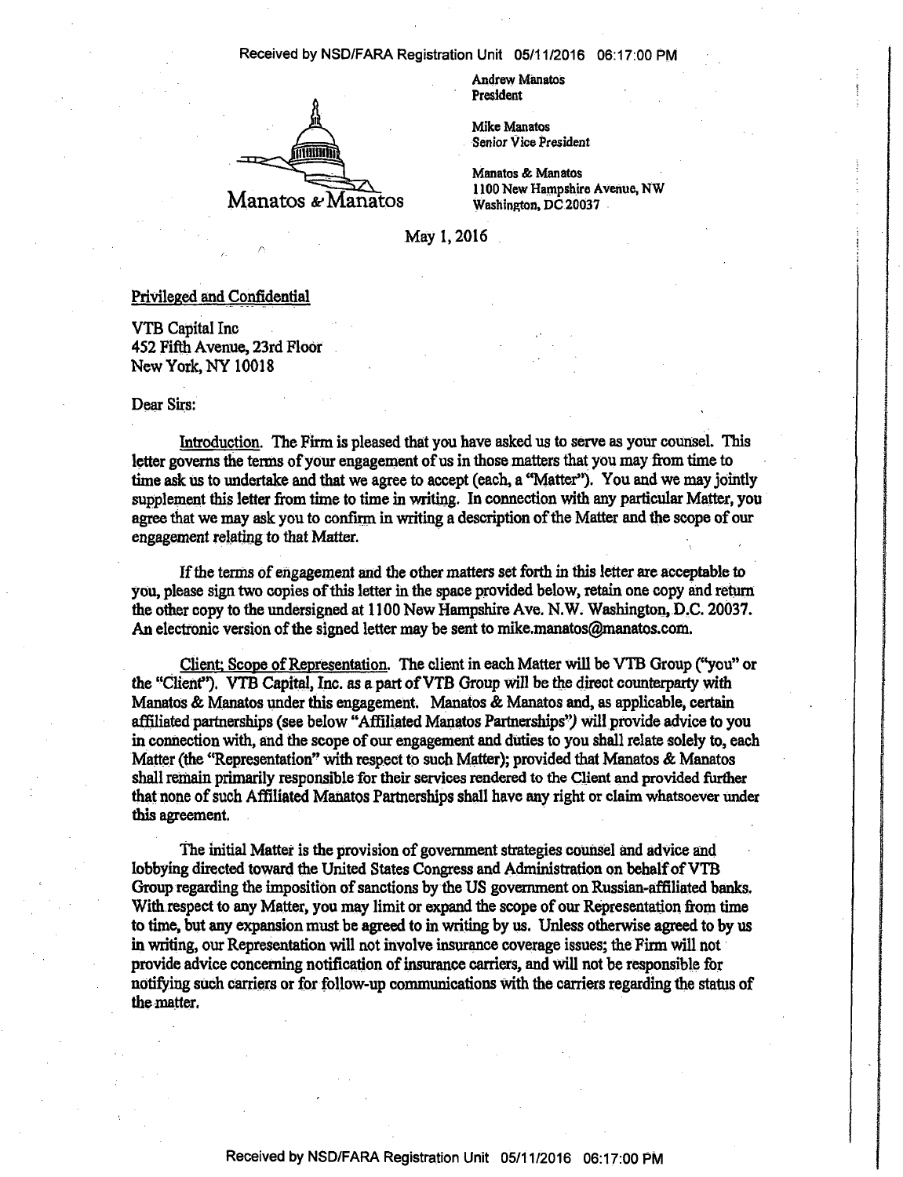Manatos & Manatos

Andrew Manatos
President

Mike Manatos
Senior Vice President

Manatos & Manatos
1100 New Hampshire Avenue, NW
Washington, DC 20037

May 1, 2016

Privileged and Confidential

VTB Capital Inc
452 Fifth Avenue, 23rd Floor
New York, NY 10018

Dear Sirs:

Introduction. The Firm is pleased that you have asked us to serve as your counsel. This letter governs the terms of your engagement of us in those matters that you may from time to time ask us to undertake and that we agree to accept (each, a "Matter"). You and we may jointly supplement this letter from time to time in writing. In connection with any particular Matter, you agree that we may ask you to confirm in writing a description of the Matter and the scope of our engagement relating to that Matter.

If the terms of engagement and the other matters set forth in this letter are acceptable to you, please sign two copies of this letter in the space provided below, retain one copy and return the other copy to the undersigned at 1100 New Hampshire Ave. N.W. Washington, D.C. 20037. An electronic version of the signed letter may be sent to mike.manatos@manatos.com.

Client; Scope of Representation. The client in each Matter will be VTB Group ("you" or the "Client"). VTB Capital, Inc. as a part of VTB Group will be the direct counterparty with Manatos & Manatos under this engagement. Manatos & Manatos and, as applicable, certain affiliated partnerships (see below "Affiliated Manatos Partnerships") will provide advice to you in connection with, and the scope of our engagement and duties to you shall relate solely to, each Matter (the "Representation" with respect to such Matter); provided that Manatos & Manatos shall remain primarily responsible for their services rendered to the Client and provided further that none of such Affiliated Manatos Partnerships shall have any right or claim whatsoever under this agreement.

The initial Matter is the provision of government strategies counsel and advice and lobbying directed toward the United States Congress and Administration on behalf of VTB Group regarding the imposition of sanctions by the US government on Russian-affiliated banks. With respect to any Matter, you may limit or expand the scope of our Representation from time to time, but any expansion must be agreed to in writing by us. Unless otherwise agreed to by us in writing, our Representation will not involve insurance coverage issues; the Firm will not provide advice concerning notification of insurance carriers, and will not be responsible for notifying such carriers or for follow-up communications with the carriers regarding the status of the matter.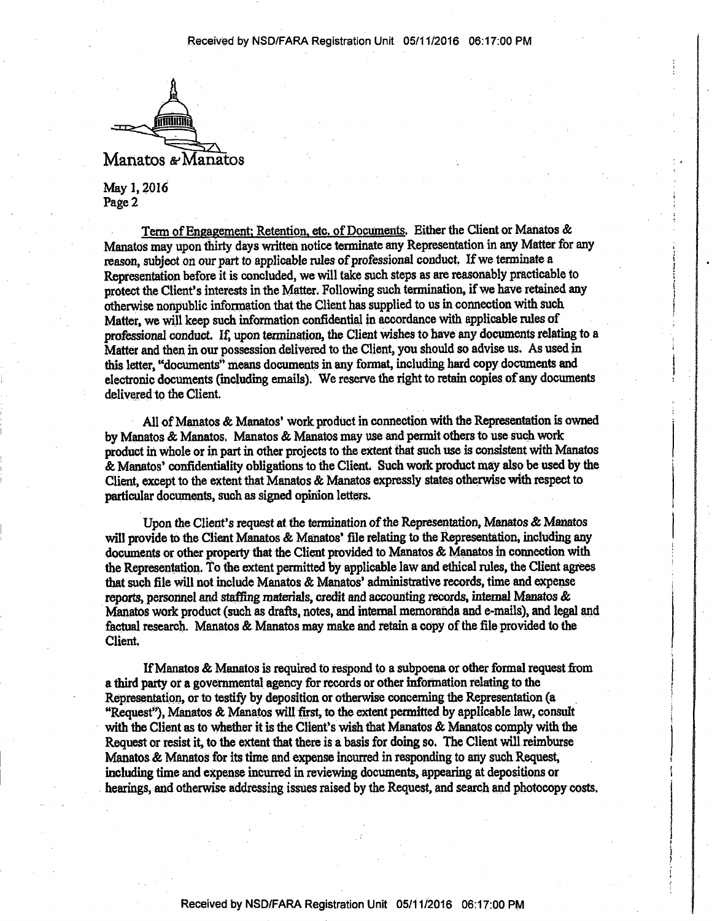Manatos & Manatos

May 1, 2016
Page 2

Term of Engagement; Retention, etc. of Documents. Either the Client or Manatos & Manatos may upon thirty days written notice terminate any Representation in any Matter for any reason, subject on our part to applicable rules of professional conduct. If we terminate a Representation before it is concluded, we will take such steps as are reasonably practicable to protect the Client's interests in the Matter. Following such termination, if we have retained any otherwise nonpublic information that the Client has supplied to us in connection with such Matter, we will keep such information confidential in accordance with applicable rules of professional conduct. If, upon termination, the Client wishes to have any documents relating to a Matter and then in our possession delivered to the Client, you should so advise us. As used in this letter, "documents" means documents in any format, including hard copy documents and electronic documents (including emails). We reserve the right to retain copies of any documents delivered to the Client.

All of Manatos & Manatos' work product in connection with the Representation is owned by Manatos & Manatos. Manatos & Manatos may use and permit others to use such work product in whole or in part in other projects to the extent that such use is consistent with Manatos & Manatos' confidentiality obligations to the Client. Such work product may also be used by the Client, except to the extent that Manatos & Manatos expressly states otherwise with respect to particular documents, such as signed opinion letters.

Upon the Client's request at the termination of the Representation, Manatos & Manatos will provide to the Client Manatos & Manatos' file relating to the Representation, including any documents or other property that the Client provided to Manatos & Manatos in connection with the Representation. To the extent permitted by applicable law and ethical rules, the Client agrees that such file will not include Manatos & Manatos' administrative records, time and expense reports, personnel and staffing materials, credit and accounting records, internal Manatos & Manatos work product (such as drafts, notes, and internal memoranda and e-mails), and legal and factual research. Manatos & Manatos may make and retain a copy of the file provided to the Client.

If Manatos & Manatos is required to respond to a subpoena or other formal request from a third party or a governmental agency for records or other information relating to the Representation, or to testify by deposition or otherwise concerning the Representation (a "Request"), Manatos & Manatos will first, to the extent permitted by applicable law, consult with the Client as to whether it is the Client's wish that Manatos & Manatos comply with the Request or resist it, to the extent that there is a basis for doing so. The Client will reimburse Manatos & Manatos for its time and expense incurred in responding to any such Request, including time and expense incurred in reviewing documents, appearing at depositions or hearings, and otherwise addressing issues raised by the Request, and search and photocopy costs.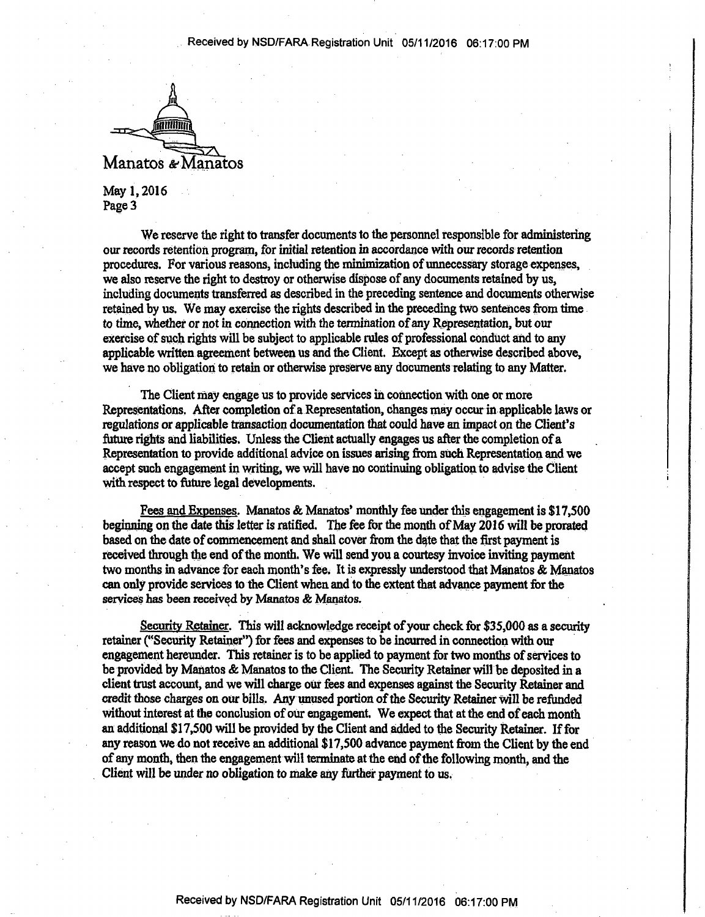Manatos & Manatos

May 1, 2016
Page 3

We reserve the right to transfer documents to the personnel responsible for administering our records retention program, for initial retention in accordance with our records retention procedures. For various reasons, including the minimization of unnecessary storage expenses, we also reserve the right to destroy or otherwise dispose of any documents retained by us, including documents transferred as described in the preceding sentence and documents otherwise retained by us. We may exercise the rights described in the preceding two sentences from time to time, whether or not in connection with the termination of any Representation, but our exercise of such rights will be subject to applicable rules of professional conduct and to any applicable written agreement between us and the Client. Except as otherwise described above, we have no obligation to retain or otherwise preserve any documents relating to any Matter.

The Client may engage us to provide services in connection with one or more Representations. After completion of a Representation, changes may occur in applicable laws or regulations or applicable transaction documentation that could have an impact on the Client's future rights and liabilities. Unless the Client actually engages us after the completion of a Representation to provide additional advice on issues arising from such Representation and we accept such engagement in writing, we will have no continuing obligation to advise the Client with respect to future legal developments.

Fees and Expenses. Manatos & Manatos' monthly fee under this engagement is $17,500 beginning on the date this letter is ratified. The fee for the month of May 2016 will be prorated based on the date of commencement and shall cover from the date that the first payment is received through the end of the month. We will send you a courtesy invoice inviting payment two months in advance for each month's fee. It is expressly understood that Manatos & Manatos can only provide services to the Client when and to the extent that advance payment for the services has been received by Manatos & Manatos.

Security Retainer. This will acknowledge receipt of your check for $35,000 as a security retainer ("Security Retainer") for fees and expenses to be incurred in connection with our engagement hereunder. This retainer is to be applied to payment for two months of services to be provided by Manatos & Manatos to the Client. The Security Retainer will be deposited in a client trust account, and we will charge our fees and expenses against the Security Retainer and credit those charges on our bills. Any unused portion of the Security Retainer will be refunded without interest at the conclusion of our engagement. We expect that at the end of each month an additional $17,500 will be provided by the Client and added to the Security Retainer. If for any reason we do not receive an additional $17,500 advance payment from the Client by the end of any month, then the engagement will terminate at the end of the following month, and the Client will be under no obligation to make any further payment to us.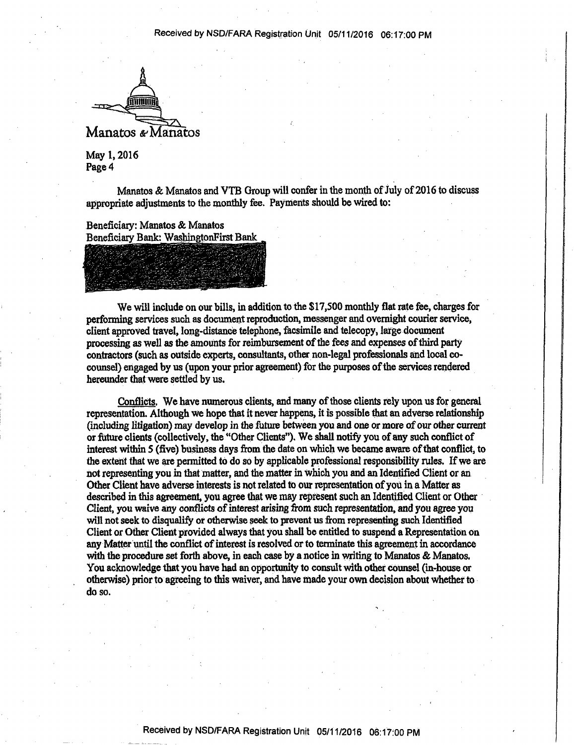Manatos & Manatos

May 1, 2016
Page 4

Manatos & Manatos and VTB Group will confer in the month of July of 2016 to discuss appropriate adjustments to the monthly fee. Payments should be wired to:

Beneficiary: Manatos & Manatos
Beneficiary Bank: WashingtonFirst Bank

We will include on our bills, in addition to the $17,500 monthly flat rate fee, charges for performing services such as document reproduction, messenger and overnight courier service, client approved travel, long-distance telephone, facsimile and telecopy, large document processing as well as the amounts for reimbursement of the fees and expenses of third party contractors (such as outside experts, consultants, other non-legal professionals and local co-counsel) engaged by us (upon your prior agreement) for the purposes of the services rendered hereunder that were settled by us.

Conflicts. We have numerous clients, and many of those clients rely upon us for general representation. Although we hope that it never happens, it is possible that an adverse relationship (including litigation) may develop in the future between you and one or more of our other current or future clients (collectively, the "Other Clients"). We shall notify you of any such conflict of interest within 5 (five) business days from the date on which we became aware of that conflict, to the extent that we are permitted to do so by applicable professional responsibility rules. If we are not representing you in that matter, and the matter in which you and an Identified Client or an Other Client have adverse interests is not related to our representation of you in a Matter as described in this agreement, you agree that we may represent such an Identified Client or Other Client, you waive any conflicts of interest arising from such representation, and you agree you will not seek to disqualify or otherwise seek to prevent us from representing such Identified Client or Other Client provided always that you shall be entitled to suspend a Representation on any Matter until the conflict of interest is resolved or to terminate this agreement in accordance with the procedure set forth above, in each case by a notice in writing to Manatos & Manatos. You acknowledge that you have had an opportunity to consult with other counsel (in-house or otherwise) prior to agreeing to this waiver, and have made your own decision about whether to do so.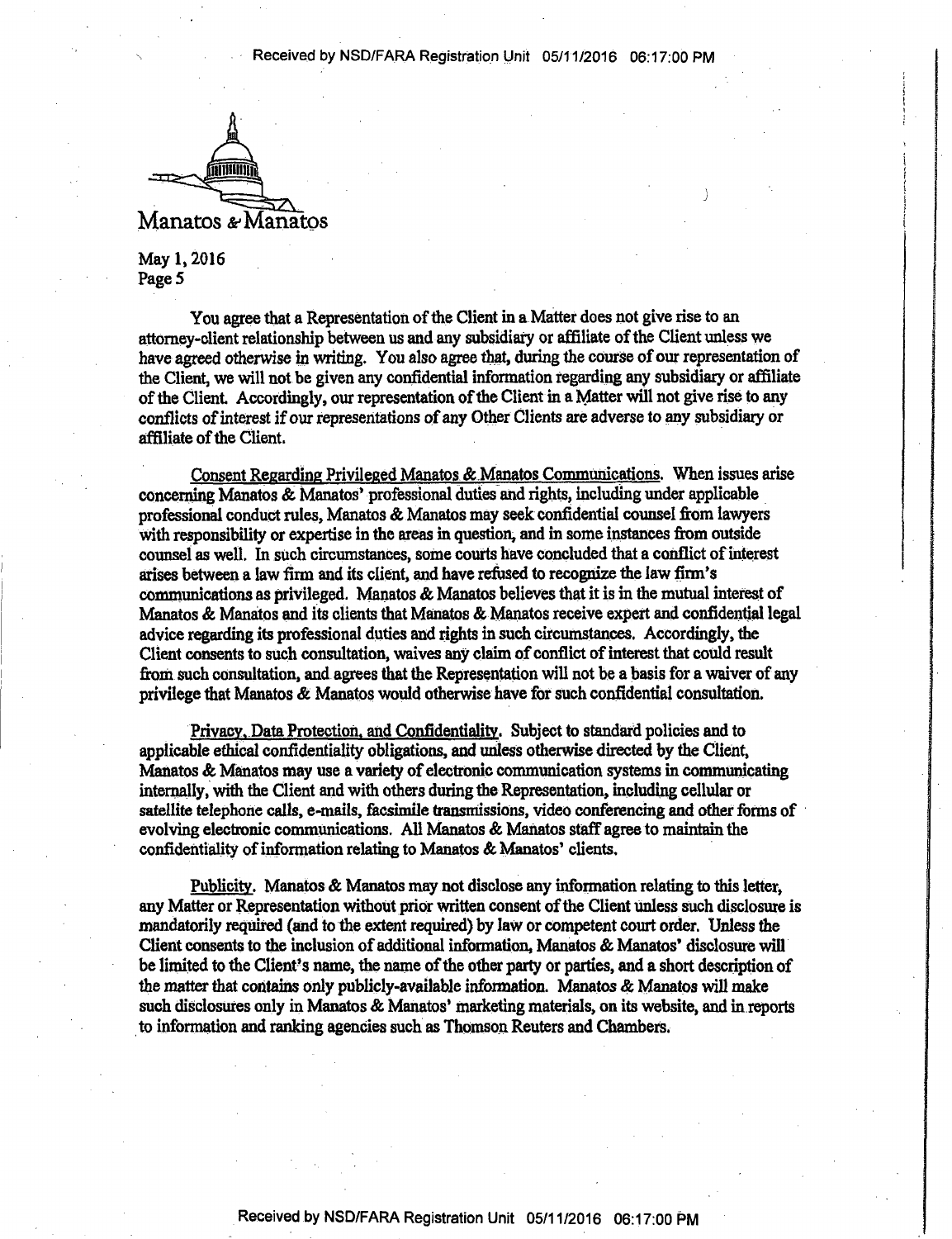Manatos & Manatos

May 1, 2016
Page 5

You agree that a Representation of the Client in a Matter does not give rise to an attorney-client relationship between us and any subsidiary or affiliate of the Client unless we have agreed otherwise in writing. You also agree that, during the course of our representation of the Client, we will not be given any confidential information regarding any subsidiary or affiliate of the Client. Accordingly, our representation of the Client in a Matter will not give rise to any conflicts of interest if our representations of any Other Clients are adverse to any subsidiary or affiliate of the Client.

Consent Regarding Privileged Manatos & Manatos Communications. When issues arise concerning Manatos & Manatos' professional duties and rights, including under applicable professional conduct rules, Manatos & Manatos may seek confidential counsel from lawyers with responsibility or expertise in the areas in question, and in some instances from outside counsel as well. In such circumstances, some courts have concluded that a conflict of interest arises between a law firm and its client, and have refused to recognize the law firm's communications as privileged. Manatos & Manatos believes that it is in the mutual interest of Manatos & Manatos and its clients that Manatos & Manatos receive expert and confidential legal advice regarding its professional duties and rights in such circumstances. Accordingly, the Client consents to such consultation, waives any claim of conflict of interest that could result from such consultation, and agrees that the Representation will not be a basis for a waiver of any privilege that Manatos & Manatos would otherwise have for such confidential consultation.

Privacy, Data Protection, and Confidentiality. Subject to standard policies and to applicable ethical confidentiality obligations, and unless otherwise directed by the Client, Manatos & Manatos may use a variety of electronic communication systems in communicating internally, with the Client and with others during the Representation, including cellular or satellite telephone calls, e-mails, facsimile transmissions, video conferencing and other forms of evolving electronic communications. All Manatos & Manatos staff agree to maintain the confidentiality of information relating to Manatos & Manatos' clients.

Publicity. Manatos & Manatos may not disclose any information relating to this letter, any Matter or Representation without prior written consent of the Client unless such disclosure is mandatorily required (and to the extent required) by law or competent court order. Unless the Client consents to the inclusion of additional information, Manatos & Manatos' disclosure will be limited to the Client's name, the name of the other party or parties, and a short description of the matter that contains only publicly-available information. Manatos & Manatos will make such disclosures only in Manatos & Manatos' marketing materials, on its website, and in reports to information and ranking agencies such as Thomson Reuters and Chambers.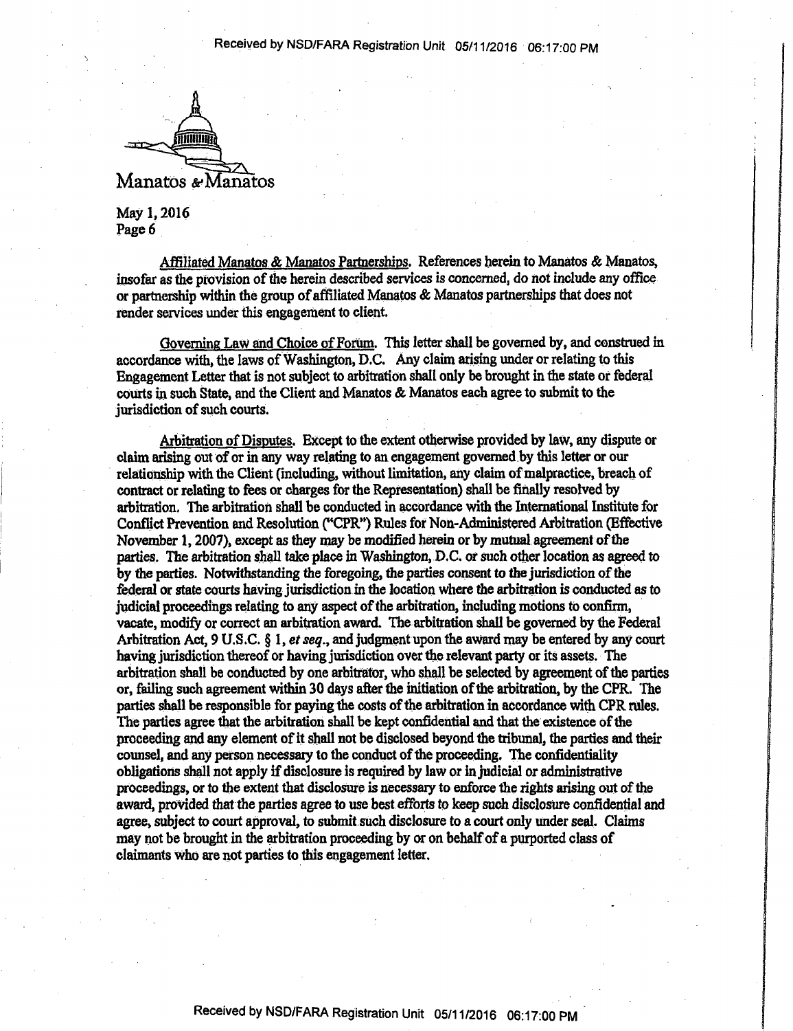Manatos & Manatos

May 1, 2016
Page 6

Affiliated Manatos & Manatos Partnerships. References herein to Manatos & Manatos, insofar as the provision of the herein described services is concerned, do not include any office or partnership within the group of affiliated Manatos & Manatos partnerships that does not render services under this engagement to client.

Governing Law and Choice of Forum. This letter shall be governed by, and construed in accordance with, the laws of Washington, D.C. Any claim arising under or relating to this Engagement Letter that is not subject to arbitration shall only be brought in the state or federal courts in such State, and the Client and Manatos & Manatos each agree to submit to the jurisdiction of such courts.

Arbitration of Disputes. Except to the extent otherwise provided by law, any dispute or claim arising out of or in any way relating to an engagement governed by this letter or our relationship with the Client (including, without limitation, any claim of malpractice, breach of contract or relating to fees or charges for the Representation) shall be finally resolved by arbitration. The arbitration shall be conducted in accordance with the International Institute for Conflict Prevention and Resolution ("CPR") Rules for Non-Administered Arbitration (Effective November 1, 2007), except as they may be modified herein or by mutual agreement of the parties. The arbitration shall take place in Washington, D.C. or such other location as agreed to by the parties. Notwithstanding the foregoing, the parties consent to the jurisdiction of the federal or state courts having jurisdiction in the location where the arbitration is conducted as to judicial proceedings relating to any aspect of the arbitration, including motions to confirm, vacate, modify or correct an arbitration award. The arbitration shall be governed by the Federal Arbitration Act, 9 U.S.C. § 1, *et seq.*, and judgment upon the award may be entered by any court having jurisdiction thereof or having jurisdiction over the relevant party or its assets. The arbitration shall be conducted by one arbitrator, who shall be selected by agreement of the parties or, failing such agreement within 30 days after the initiation of the arbitration, by the CPR. The parties shall be responsible for paying the costs of the arbitration in accordance with CPR rules. The parties agree that the arbitration shall be kept confidential and that the existence of the proceeding and any element of it shall not be disclosed beyond the tribunal, the parties and their counsel, and any person necessary to the conduct of the proceeding. The confidentiality obligations shall not apply if disclosure is required by law or in judicial or administrative proceedings, or to the extent that disclosure is necessary to enforce the rights arising out of the award, provided that the parties agree to use best efforts to keep such disclosure confidential and agree, subject to court approval, to submit such disclosure to a court only under seal. Claims may not be brought in the arbitration proceeding by or on behalf of a purported class of claimants who are not parties to this engagement letter.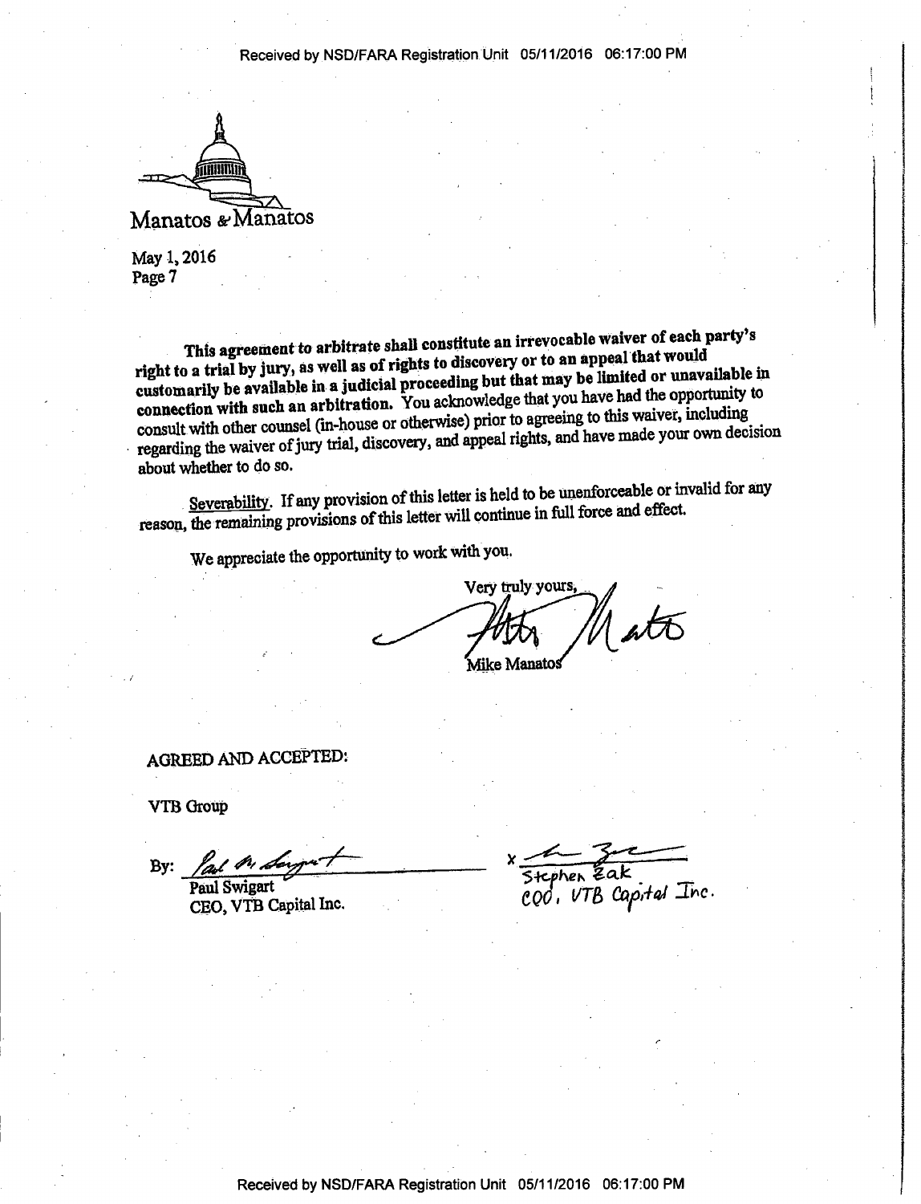Manatos & Manatos

May 1, 2016
Page 7

**This agreement to arbitrate shall constitute an irrevocable waiver of each party's right to a trial by jury, as well as of rights to discovery or to an appeal that would customarily be available in a judicial proceeding but that may be limited or unavailable in connection with such an arbitration.** You acknowledge that you have had the opportunity to consult with other counsel (in-house or otherwise) prior to agreeing to this waiver, including regarding the waiver of jury trial, discovery, and appeal rights, and have made your own decision about whether to do so.

Severability. If any provision of this letter is held to be unenforceable or invalid for any reason, the remaining provisions of this letter will continue in full force and effect.

We appreciate the opportunity to work with you.

Very truly yours,

Mike Manatos

AGREED AND ACCEPTED:

VTB Group

By: ______________________
Paul Swigart
CEO, VTB Capital Inc.

x ______________________
Stephen Zak
COO, VTB Capital Inc.